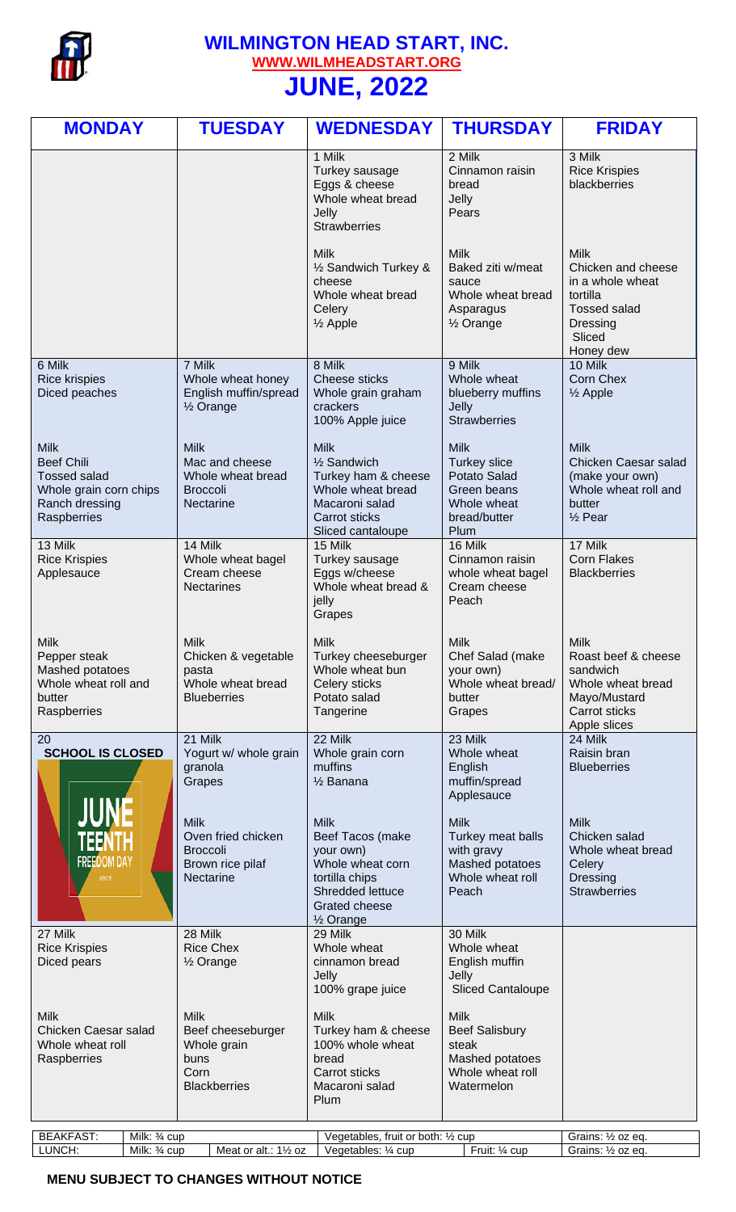# WILMINGTON HEAD START, INC.

**WWW.WILMHEADSTART.ORG**

# JUNE, 2022

| MONDAY | TUESDAY | WEDNESDAY | THURSDAY | FRIDAY |
|---|---|---|---|---|
| | | 1 Milk<br>Turkey sausage<br>Eggs & cheese<br>Whole wheat bread<br>Jelly<br>Strawberries<br><br>Milk<br>½ Sandwich Turkey & cheese<br>Whole wheat bread<br>Celery<br>½ Apple | 2 Milk<br>Cinnamon raisin bread<br>Jelly<br>Pears<br><br>Milk<br>Baked ziti w/meat sauce<br>Whole wheat bread<br>Asparagus<br>½ Orange | 3 Milk<br>Rice Krispies<br>blackberries<br><br>Milk<br>Chicken and cheese in a whole wheat tortilla<br>Tossed salad<br>Dressing<br>Sliced<br>Honey dew |
| 6 Milk<br>Rice krispies<br>Diced peaches<br><br>Milk<br>Beef Chili<br>Tossed salad<br>Whole grain corn chips<br>Ranch dressing<br>Raspberries | 7 Milk<br>Whole wheat honey English muffin/spread<br>½ Orange<br><br>Milk<br>Mac and cheese<br>Whole wheat bread<br>Broccoli<br>Nectarine | 8 Milk<br>Cheese sticks<br>Whole grain graham crackers<br>100% Apple juice<br><br>Milk<br>½ Sandwich<br>Turkey ham & cheese<br>Whole wheat bread<br>Macaroni salad<br>Carrot sticks<br>Sliced cantaloupe | 9 Milk<br>Whole wheat blueberry muffins<br>Jelly<br>Strawberries<br><br>Milk<br>Turkey slice<br>Potato Salad<br>Green beans<br>Whole wheat bread/butter<br>Plum | 10 Milk<br>Corn Chex<br>½ Apple<br><br>Milk<br>Chicken Caesar salad (make your own)<br>Whole wheat roll and butter<br>½ Pear |
| 13 Milk<br>Rice Krispies<br>Applesauce<br><br>Milk<br>Pepper steak<br>Mashed potatoes<br>Whole wheat roll and butter<br>Raspberries | 14 Milk<br>Whole wheat bagel<br>Cream cheese<br>Nectarines<br><br>Milk<br>Chicken & vegetable pasta<br>Whole wheat bread<br>Blueberries | 15 Milk<br>Turkey sausage<br>Eggs w/cheese<br>Whole wheat bread & jelly<br>Grapes<br><br>Milk<br>Turkey cheeseburger<br>Whole wheat bun<br>Celery sticks<br>Potato salad<br>Tangerine | 16 Milk<br>Cinnamon raisin whole wheat bagel<br>Cream cheese<br>Peach<br><br>Milk<br>Chef Salad (make your own)<br>Whole wheat bread/butter<br>Grapes | 17 Milk<br>Corn Flakes<br>Blackberries<br><br>Milk<br>Roast beef & cheese sandwich<br>Whole wheat bread<br>Mayo/Mustard<br>Carrot sticks<br>Apple slices |
| 20<br>**SCHOOL IS CLOSED**<br>JUNETEENTH FREEDOM DAY | 21 Milk<br>Yogurt w/ whole grain granola<br>Grapes<br><br>Milk<br>Oven fried chicken<br>Broccoli<br>Brown rice pilaf<br>Nectarine | 22 Milk<br>Whole grain corn muffins<br>½ Banana<br><br>Milk<br>Beef Tacos (make your own)<br>Whole wheat corn tortilla chips<br>Shredded lettuce<br>Grated cheese<br>½ Orange | 23 Milk<br>Whole wheat English muffin/spread<br>Applesauce<br><br>Milk<br>Turkey meat balls with gravy<br>Mashed potatoes<br>Whole wheat roll<br>Peach | 24 Milk<br>Raisin bran<br>Blueberries<br><br>Milk<br>Chicken salad<br>Whole wheat bread<br>Celery<br>Dressing<br>Strawberries |
| 27 Milk<br>Rice Krispies<br>Diced pears<br><br>Milk<br>Chicken Caesar salad<br>Whole wheat roll<br>Raspberries | 28 Milk<br>Rice Chex<br>½ Orange<br><br>Milk<br>Beef cheeseburger<br>Whole grain buns<br>Corn<br>Blackberries | 29 Milk<br>Whole wheat cinnamon bread<br>Jelly<br>100% grape juice<br><br>Milk<br>Turkey ham & cheese<br>100% whole wheat bread<br>Carrot sticks<br>Macaroni salad<br>Plum | 30 Milk<br>Whole wheat English muffin<br>Jelly<br>Sliced Cantaloupe<br><br>Milk<br>Beef Salisbury steak<br>Mashed potatoes<br>Whole wheat roll<br>Watermelon | |

| | | | | | |
|---|---|---|---|---|---|
| BEAKFAST: | Milk: ¾ cup | | Vegetables, fruit or both: ½ cup | | Grains: ½ oz eq. |
| LUNCH: | Milk: ¾ cup | Meat or alt.: 1½ oz | Vegetables: ¼ cup | Fruit: ¼ cup | Grains: ½ oz eq. |

**MENU SUBJECT TO CHANGES WITHOUT NOTICE**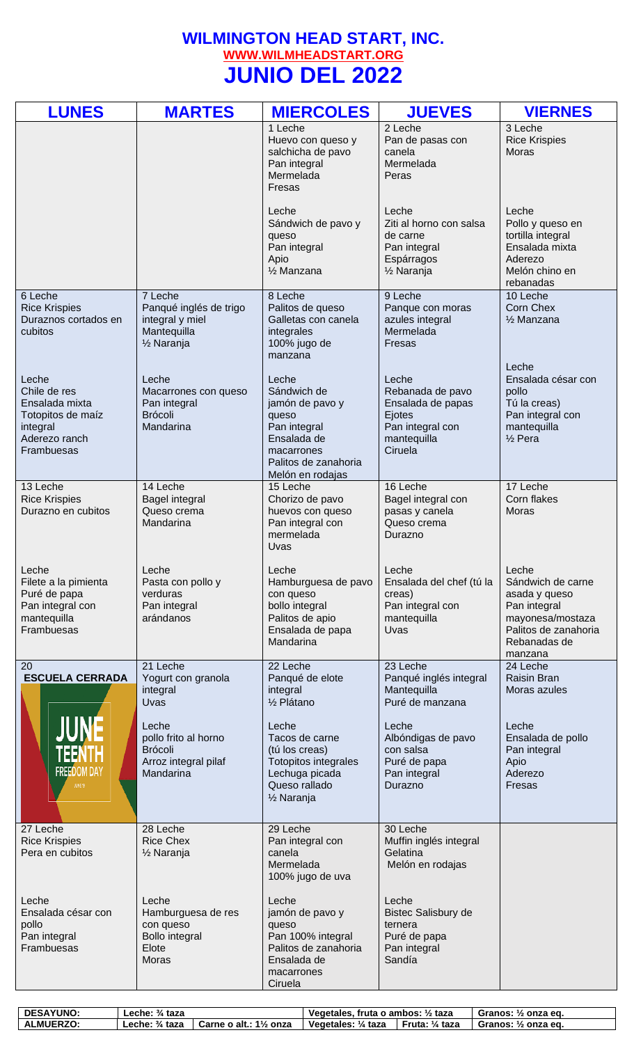# WILMINGTON HEAD START, INC.

WWW.WILMHEADSTART.ORG

# JUNIO DEL 2022

| LUNES | MARTES | MIERCOLES | JUEVES | VIERNES |
|---|---|---|---|---|
| | | 1 Leche<br>Huevo con queso y salchicha de pavo<br>Pan integral<br>Mermelada<br>Fresas<br><br>Leche<br>Sándwich de pavo y queso<br>Pan integral<br>Apio<br>½ Manzana | 2 Leche<br>Pan de pasas con canela<br>Mermelada<br>Peras<br><br>Leche<br>Ziti al horno con salsa de carne<br>Pan integral<br>Espárragos<br>½ Naranja | 3 Leche<br>Rice Krispies<br>Moras<br><br>Leche<br>Pollo y queso en tortilla integral<br>Ensalada mixta<br>Aderezo<br>Melón chino en rebanadas |
| 6 Leche<br>Rice Krispies<br>Duraznos cortados en cubitos<br><br>Leche<br>Chile de res<br>Ensalada mixta<br>Totopitos de maíz integral<br>Aderezo ranch<br>Frambuesas | 7 Leche<br>Panqué inglés de trigo integral y miel<br>Mantequilla<br>½ Naranja<br><br>Leche<br>Macarrones con queso<br>Pan integral<br>Brócoli<br>Mandarina | 8 Leche<br>Palitos de queso<br>Galletas con canela integrales<br>100% jugo de manzana<br><br>Leche<br>Sándwich de jamón de pavo y queso<br>Pan integral<br>Ensalada de macarrones<br>Palitos de zanahoria<br>Melón en rodajas | 9 Leche<br>Panque con moras azules integral<br>Mermelada<br>Fresas<br><br>Leche<br>Rebanada de pavo<br>Ensalada de papas<br>Ejotes<br>Pan integral con mantequilla<br>Ciruela | 10 Leche<br>Corn Chex<br>½ Manzana<br><br>Leche<br>Ensalada césar con pollo<br>Tú la creas)<br>Pan integral con mantequilla<br>½ Pera |
| 13 Leche<br>Rice Krispies<br>Durazno en cubitos<br><br>Leche<br>Filete a la pimienta<br>Puré de papa<br>Pan integral con mantequilla<br>Frambuesas | 14 Leche<br>Bagel integral<br>Queso crema<br>Mandarina<br><br>Leche<br>Pasta con pollo y verduras<br>Pan integral<br>arándanos | 15 Leche<br>Chorizo de pavo huevos con queso<br>Pan integral con mermelada<br>Uvas<br><br>Leche<br>Hamburguesa de pavo con queso<br>bollo integral<br>Palitos de apio<br>Ensalada de papa<br>Mandarina | 16 Leche<br>Bagel integral con pasas y canela<br>Queso crema<br>Durazno<br><br>Leche<br>Ensalada del chef (tú la creas)<br>Pan integral con mantequilla<br>Uvas | 17 Leche<br>Corn flakes<br>Moras<br><br>Leche<br>Sándwich de carne asada y queso<br>Pan integral<br>mayonesa/mostaza<br>Palitos de zanahoria<br>Rebanadas de manzana |
| 20<br>**ESCUELA CERRADA**<br>JUNETEENTH FREEDOM DAY | 21 Leche<br>Yogurt con granola integral<br>Uvas<br><br>Leche<br>pollo frito al horno<br>Brócoli<br>Arroz integral pilaf<br>Mandarina | 22 Leche<br>Panqué de elote integral<br>½ Plátano<br><br>Leche<br>Tacos de carne (tú los creas)<br>Totopitos integrales<br>Lechuga picada<br>Queso rallado<br>½ Naranja | 23 Leche<br>Panqué inglés integral<br>Mantequilla<br>Puré de manzana<br><br>Leche<br>Albóndigas de pavo con salsa<br>Puré de papa<br>Pan integral<br>Durazno | 24 Leche<br>Raisin Bran<br>Moras azules<br><br>Leche<br>Ensalada de pollo<br>Pan integral<br>Apio<br>Aderezo<br>Fresas |
| 27 Leche<br>Rice Krispies<br>Pera en cubitos<br><br>Leche<br>Ensalada césar con pollo<br>Pan integral<br>Frambuesas | 28 Leche<br>Rice Chex<br>½ Naranja<br><br>Leche<br>Hamburguesa de res con queso<br>Bollo integral<br>Elote<br>Moras | 29 Leche<br>Pan integral con canela<br>Mermelada<br>100% jugo de uva<br><br>Leche<br>jamón de pavo y queso<br>Pan 100% integral<br>Palitos de zanahoria<br>Ensalada de macarrones<br>Ciruela | 30 Leche<br>Muffin inglés integral<br>Gelatina<br>Melón en rodajas<br><br>Leche<br>Bistec Salisbury de ternera<br>Puré de papa<br>Pan integral<br>Sandía | |

| | | | | | |
|---|---|---|---|---|---|
| **DESAYUNO:** | **Leche: ¾ taza** | | **Vegetales, fruta o ambos: ½ taza** | | **Granos: ½ onza eq.** |
| **ALMUERZO:** | **Leche: ¾ taza** | **Carne o alt.: 1½ onza** | **Vegetales: ¼ taza** | **Fruta: ¼ taza** | **Granos: ½ onza eq.** |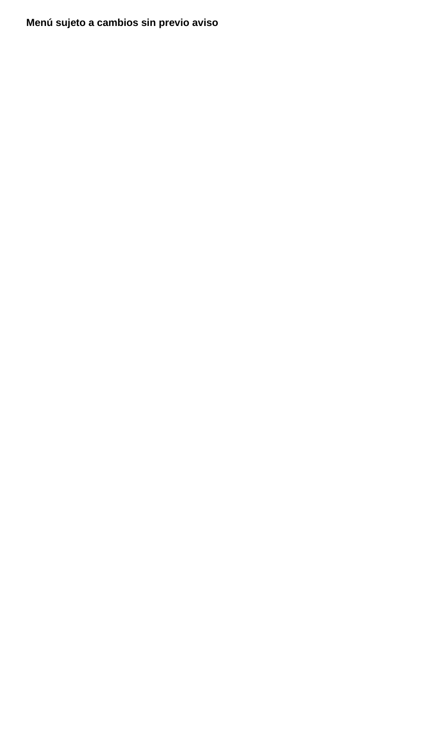**Menú sujeto a cambios sin previo aviso**